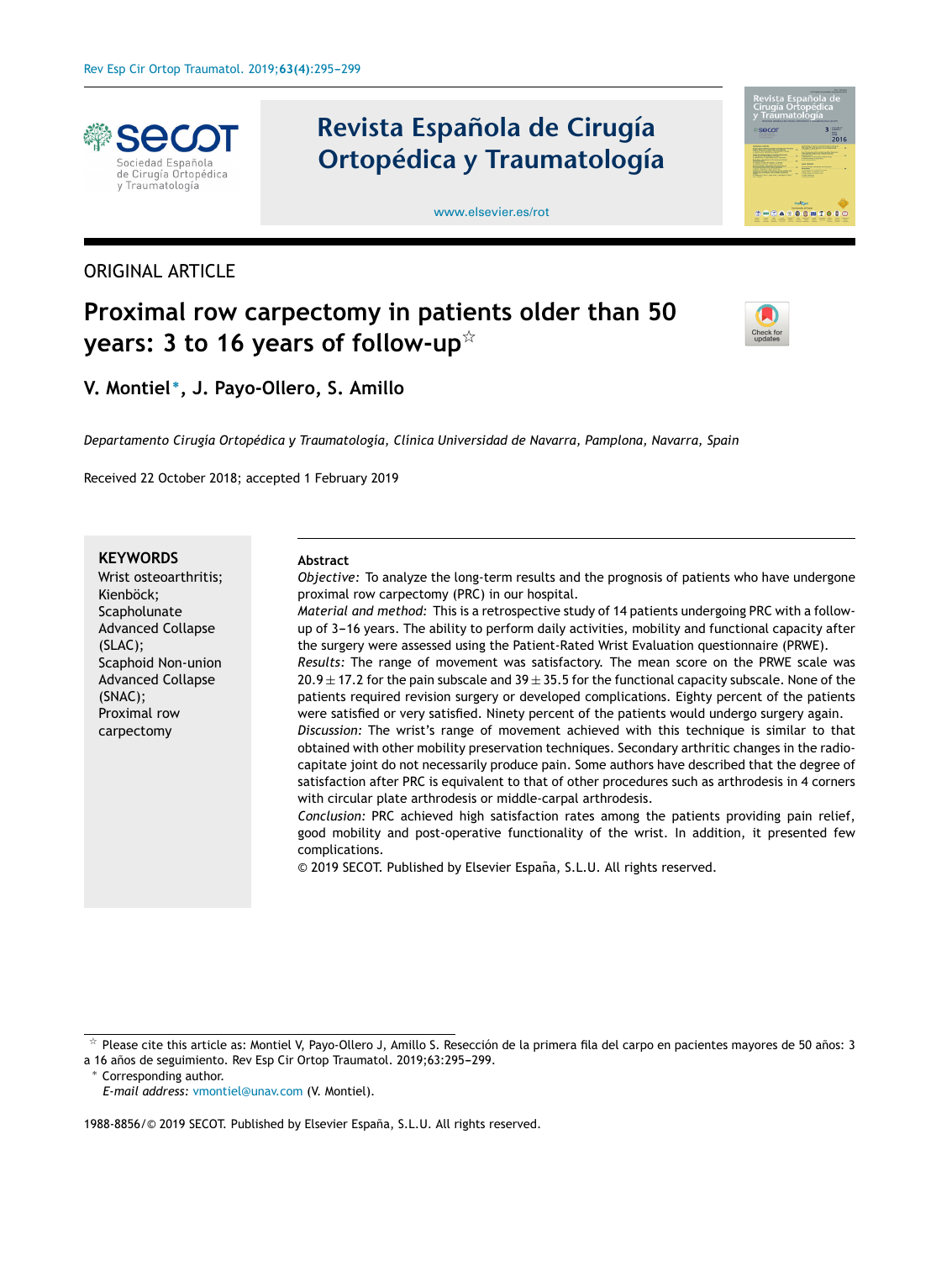ORIGINAL ARTICLE

# Proximal row carpectomy in patients older than 50 years: 3 to 16 years of follow-up☆

**V. Montiel*, J. Payo-Ollero, S. Amillo**

*Departamento Cirugia Ortopédica y Traumatología, Clínica Universidad de Navarra, Pamplona, Navarra, Spain*

Received 22 October 2018; accepted 1 February 2019

**KEYWORDS**
Wrist osteoarthritis;
Kienböck;
Scapholunate Advanced Collapse (SLAC);
Scaphoid Non-union Advanced Collapse (SNAC);
Proximal row carpectomy

**Abstract**

*Objective:* To analyze the long-term results and the prognosis of patients who have undergone proximal row carpectomy (PRC) in our hospital.

*Material and method:* This is a retrospective study of 14 patients undergoing PRC with a follow-up of 3–16 years. The ability to perform daily activities, mobility and functional capacity after the surgery were assessed using the Patient-Rated Wrist Evaluation questionnaire (PRWE).

*Results:* The range of movement was satisfactory. The mean score on the PRWE scale was $20.9 \pm 17.2$ for the pain subscale and $39 \pm 35.5$ for the functional capacity subscale. None of the patients required revision surgery or developed complications. Eighty percent of the patients were satisfied or very satisfied. Ninety percent of the patients would undergo surgery again.

*Discussion:* The wrist's range of movement achieved with this technique is similar to that obtained with other mobility preservation techniques. Secondary arthritic changes in the radio-capitate joint do not necessarily produce pain. Some authors have described that the degree of satisfaction after PRC is equivalent to that of other procedures such as arthrodesis in 4 corners with circular plate arthrodesis or middle-carpal arthrodesis.

*Conclusion:* PRC achieved high satisfaction rates among the patients providing pain relief, good mobility and post-operative functionality of the wrist. In addition, it presented few complications.

© 2019 SECOT. Published by Elsevier España, S.L.U. All rights reserved.

☆ Please cite this article as: Montiel V, Payo-Ollero J, Amillo S. Resección de la primera fila del carpo en pacientes mayores de 50 años: 3 a 16 años de seguimiento. Rev Esp Cir Ortop Traumatol. 2019;63:295–299.

\* Corresponding author.
*E-mail address:* vmontiel@unav.com (V. Montiel).

1988-8856/© 2019 SECOT. Published by Elsevier España, S.L.U. All rights reserved.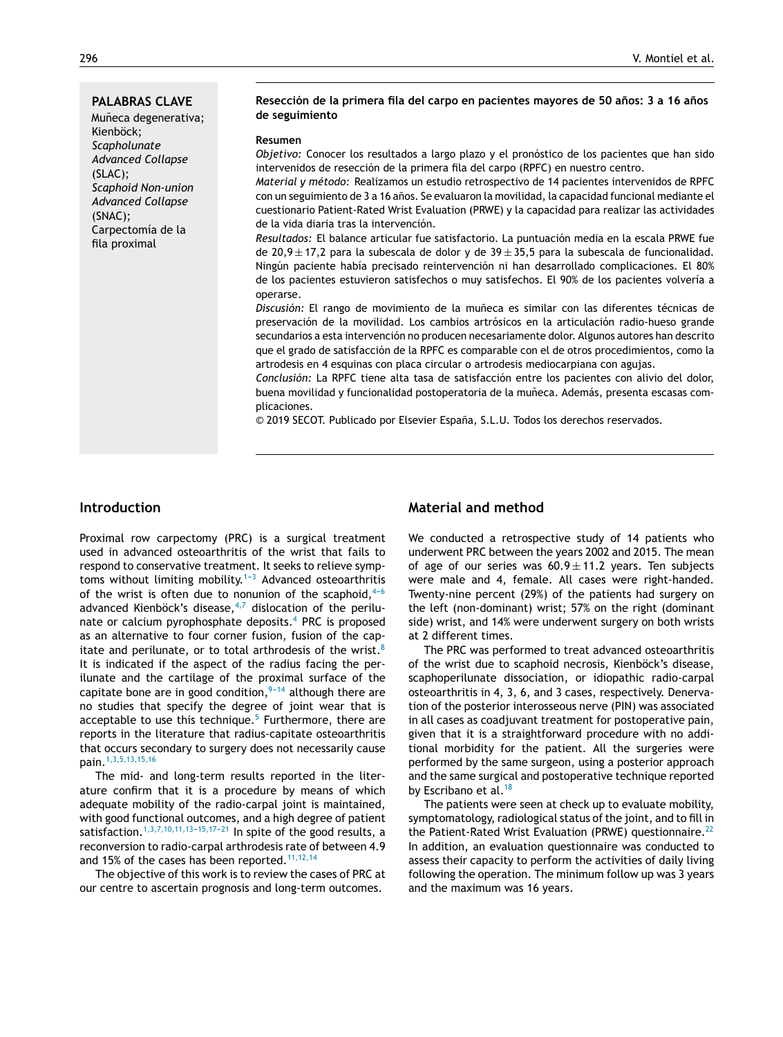**PALABRAS CLAVE**
Muñeca degenerativa;
Kienböck;
*Scapholunate Advanced Collapse* (SLAC);
*Scaphoid Non-union Advanced Collapse* (SNAC);
Carpectomía de la fila proximal

**Resección de la primera fila del carpo en pacientes mayores de 50 años: 3 a 16 años de seguimiento**

**Resumen**

*Objetivo:* Conocer los resultados a largo plazo y el pronóstico de los pacientes que han sido intervenidos de resección de la primera fila del carpo (RPFC) en nuestro centro.

*Material y método:* Realizamos un estudio retrospectivo de 14 pacientes intervenidos de RPFC con un seguimiento de 3 a 16 años. Se evaluaron la movilidad, la capacidad funcional mediante el cuestionario Patient-Rated Wrist Evaluation (PRWE) y la capacidad para realizar las actividades de la vida diaria tras la intervención.

*Resultados:* El balance articular fue satisfactorio. La puntuación media en la escala PRWE fue de $20{,}9 \pm 17{,}2$ para la subescala de dolor y de $39 \pm 35{,}5$ para la subescala de funcionalidad. Ningún paciente había precisado reintervención ni han desarrollado complicaciones. El 80% de los pacientes estuvieron satisfechos o muy satisfechos. El 90% de los pacientes volvería a operarse.

*Discusión:* El rango de movimiento de la muñeca es similar con las diferentes técnicas de preservación de la movilidad. Los cambios artrósicos en la articulación radio-hueso grande secundarios a esta intervención no producen necesariamente dolor. Algunos autores han descrito que el grado de satisfacción de la RPFC es comparable con el de otros procedimientos, como la artrodesis en 4 esquinas con placa circular o artrodesis mediocarpiana con agujas.

*Conclusión:* La RPFC tiene alta tasa de satisfacción entre los pacientes con alivio del dolor, buena movilidad y funcionalidad postoperatoria de la muñeca. Además, presenta escasas complicaciones.

© 2019 SECOT. Publicado por Elsevier España, S.L.U. Todos los derechos reservados.

## Introduction

Proximal row carpectomy (PRC) is a surgical treatment used in advanced osteoarthritis of the wrist that fails to respond to conservative treatment. It seeks to relieve symptoms without limiting mobility.[1–3] Advanced osteoarthritis of the wrist is often due to nonunion of the scaphoid,[4–6] advanced Kienböck's disease,[4,7] dislocation of the perilunate or calcium pyrophosphate deposits.[4] PRC is proposed as an alternative to four corner fusion, fusion of the capitate and perilunate, or to total arthrodesis of the wrist.[8] It is indicated if the aspect of the radius facing the perilunate and the cartilage of the proximal surface of the capitate bone are in good condition,[9–14] although there are no studies that specify the degree of joint wear that is acceptable to use this technique.[5] Furthermore, there are reports in the literature that radius-capitate osteoarthritis that occurs secondary to surgery does not necessarily cause pain.[1,3,5,13,15,16]

The mid- and long-term results reported in the literature confirm that it is a procedure by means of which adequate mobility of the radio-carpal joint is maintained, with good functional outcomes, and a high degree of patient satisfaction.[1,3,7,10,11,13–15,17–21] In spite of the good results, a reconversion to radio-carpal arthrodesis rate of between 4.9 and 15% of the cases has been reported.[11,12,14]

The objective of this work is to review the cases of PRC at our centre to ascertain prognosis and long-term outcomes.

## Material and method

We conducted a retrospective study of 14 patients who underwent PRC between the years 2002 and 2015. The mean of age of our series was $60.9 \pm 11.2$ years. Ten subjects were male and 4, female. All cases were right-handed. Twenty-nine percent (29%) of the patients had surgery on the left (non-dominant) wrist; 57% on the right (dominant side) wrist, and 14% were underwent surgery on both wrists at 2 different times.

The PRC was performed to treat advanced osteoarthritis of the wrist due to scaphoid necrosis, Kienböck's disease, scaphoperilunate dissociation, or idiopathic radio-carpal osteoarthritis in 4, 3, 6, and 3 cases, respectively. Denervation of the posterior interosseous nerve (PIN) was associated in all cases as coadjuvant treatment for postoperative pain, given that it is a straightforward procedure with no additional morbidity for the patient. All the surgeries were performed by the same surgeon, using a posterior approach and the same surgical and postoperative technique reported by Escribano et al.[18]

The patients were seen at check up to evaluate mobility, symptomatology, radiological status of the joint, and to fill in the Patient-Rated Wrist Evaluation (PRWE) questionnaire.[22] In addition, an evaluation questionnaire was conducted to assess their capacity to perform the activities of daily living following the operation. The minimum follow up was 3 years and the maximum was 16 years.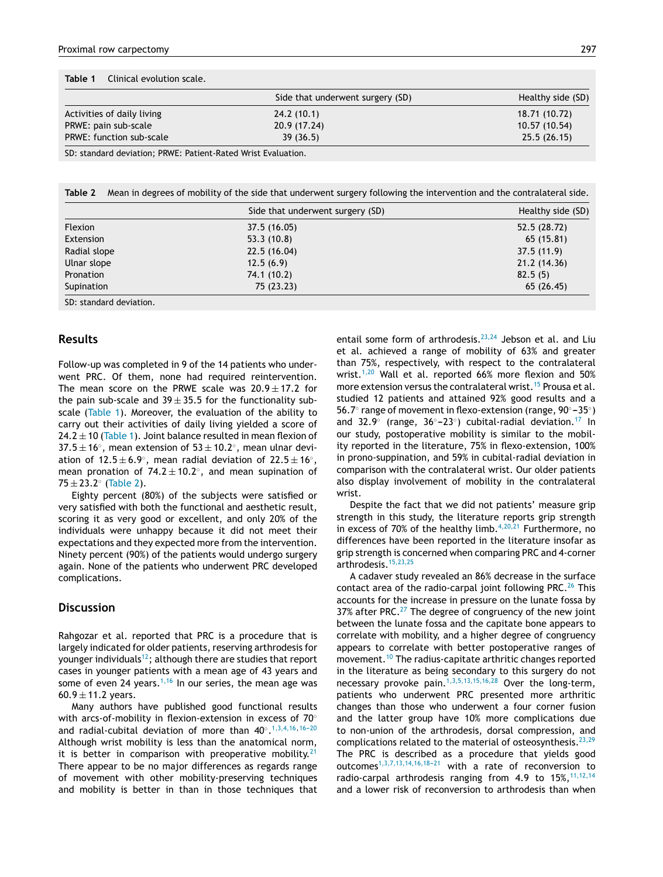**Table 1** Clinical evolution scale.

| | Side that underwent surgery (SD) | Healthy side (SD) |
|---|---|---|
| Activities of daily living | 24.2 (10.1) | 18.71 (10.72) |
| PRWE: pain sub-scale | 20.9 (17.24) | 10.57 (10.54) |
| PRWE: function sub-scale | 39 (36.5) | 25.5 (26.15) |

SD: standard deviation; PRWE: Patient-Rated Wrist Evaluation.

**Table 2** Mean in degrees of mobility of the side that underwent surgery following the intervention and the contralateral side.

| | Side that underwent surgery (SD) | Healthy side (SD) |
|---|---|---|
| Flexion | 37.5 (16.05) | 52.5 (28.72) |
| Extension | 53.3 (10.8) | 65 (15.81) |
| Radial slope | 22.5 (16.04) | 37.5 (11.9) |
| Ulnar slope | 12.5 (6.9) | 21.2 (14.36) |
| Pronation | 74.1 (10.2) | 82.5 (5) |
| Supination | 75 (23.23) | 65 (26.45) |

SD: standard deviation.

## Results

Follow-up was completed in 9 of the 14 patients who underwent PRC. Of them, none had required reintervention. The mean score on the PRWE scale was $20.9 \pm 17.2$ for the pain sub-scale and $39 \pm 35.5$ for the functionality subscale (Table 1). Moreover, the evaluation of the ability to carry out their activities of daily living yielded a score of $24.2 \pm 10$ (Table 1). Joint balance resulted in mean flexion of $37.5 \pm 16°$, mean extension of $53 \pm 10.2°$, mean ulnar deviation of $12.5 \pm 6.9°$, mean radial deviation of $22.5 \pm 16°$, mean pronation of $74.2 \pm 10.2°$, and mean supination of $75 \pm 23.2°$ (Table 2).

Eighty percent (80%) of the subjects were satisfied or very satisfied with both the functional and aesthetic result, scoring it as very good or excellent, and only 20% of the individuals were unhappy because it did not meet their expectations and they expected more from the intervention. Ninety percent (90%) of the patients would undergo surgery again. None of the patients who underwent PRC developed complications.

## Discussion

Rahgozar et al. reported that PRC is a procedure that is largely indicated for older patients, reserving arthrodesis for younger individuals[12]; although there are studies that report cases in younger patients with a mean age of 43 years and some of even 24 years.[1,16] In our series, the mean age was $60.9 \pm 11.2$ years.

Many authors have published good functional results with arcs-of-mobility in flexion-extension in excess of 70° and radial-cubital deviation of more than 40°.[1,3,4,16,16–20] Although wrist mobility is less than the anatomical norm, it is better in comparison with preoperative mobility.[21] There appear to be no major differences as regards range of movement with other mobility-preserving techniques and mobility is better in than in those techniques that entail some form of arthrodesis.[23,24] Jebson et al. and Liu et al. achieved a range of mobility of 63% and greater than 75%, respectively, with respect to the contralateral wrist.[1,20] Wall et al. reported 66% more flexion and 50% more extension versus the contralateral wrist.[15] Prousa et al. studied 12 patients and attained 92% good results and a 56.7° range of movement in flexo-extension (range, 90°–35°) and 32.9° (range, 36°–23°) cubital-radial deviation.[17] In our study, postoperative mobility is similar to the mobility reported in the literature, 75% in flexo-extension, 100% in prono-suppination, and 59% in cubital-radial deviation in comparison with the contralateral wrist. Our older patients also display involvement of mobility in the contralateral wrist.

Despite the fact that we did not patients' measure grip strength in this study, the literature reports grip strength in excess of 70% of the healthy limb.[4,20,21] Furthermore, no differences have been reported in the literature insofar as grip strength is concerned when comparing PRC and 4-corner arthrodesis.[15,23,25]

A cadaver study revealed an 86% decrease in the surface contact area of the radio-carpal joint following PRC.[26] This accounts for the increase in pressure on the lunate fossa by 37% after PRC.[27] The degree of congruency of the new joint between the lunate fossa and the capitate bone appears to correlate with mobility, and a higher degree of congruency appears to correlate with better postoperative ranges of movement.[10] The radius-capitate arthritic changes reported in the literature as being secondary to this surgery do not necessary provoke pain.[1,3,5,13,15,16,28] Over the long-term, patients who underwent PRC presented more arthritic changes than those who underwent a four corner fusion and the latter group have 10% more complications due to non-union of the arthrodesis, dorsal compression, and complications related to the material of osteosynthesis.[23,29] The PRC is described as a procedure that yields good outcomes[1,3,7,13,14,16,18–21] with a rate of reconversion to radio-carpal arthrodesis ranging from 4.9 to 15%,[11,12,14] and a lower risk of reconversion to arthrodesis than when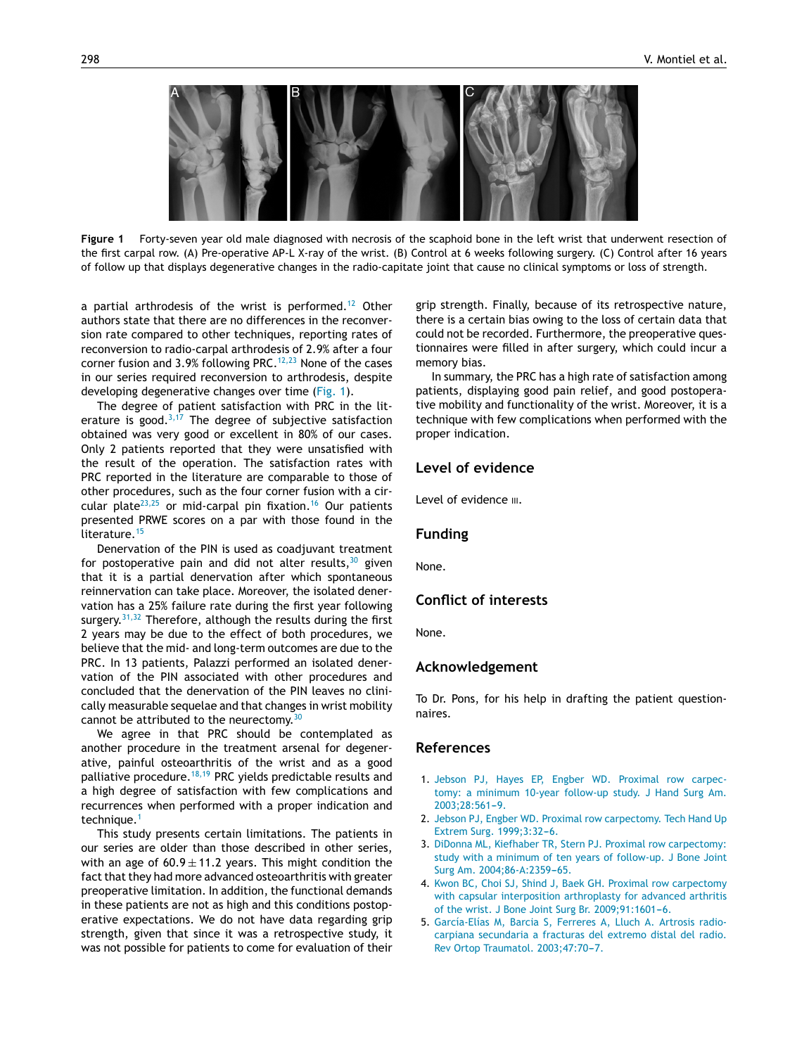Figure 1 Forty-seven year old male diagnosed with necrosis of the scaphoid bone in the left wrist that underwent resection of the first carpal row. (A) Pre-operative AP-L X-ray of the wrist. (B) Control at 6 weeks following surgery. (C) Control after 16 years of follow up that displays degenerative changes in the radio-capitate joint that cause no clinical symptoms or loss of strength.

a partial arthrodesis of the wrist is performed.[12] Other authors state that there are no differences in the reconversion rate compared to other techniques, reporting rates of reconversion to radio-carpal arthrodesis of 2.9% after a four corner fusion and 3.9% following PRC.[12,23] None of the cases in our series required reconversion to arthrodesis, despite developing degenerative changes over time (Fig. 1).

The degree of patient satisfaction with PRC in the literature is good.[3,17] The degree of subjective satisfaction obtained was very good or excellent in 80% of our cases. Only 2 patients reported that they were unsatisfied with the result of the operation. The satisfaction rates with PRC reported in the literature are comparable to those of other procedures, such as the four corner fusion with a circular plate[23,25] or mid-carpal pin fixation.[16] Our patients presented PRWE scores on a par with those found in the literature.[15]

Denervation of the PIN is used as coadjuvant treatment for postoperative pain and did not alter results,[30] given that it is a partial denervation after which spontaneous reinnervation can take place. Moreover, the isolated denervation has a 25% failure rate during the first year following surgery.[31,32] Therefore, although the results during the first 2 years may be due to the effect of both procedures, we believe that the mid- and long-term outcomes are due to the PRC. In 13 patients, Palazzi performed an isolated denervation of the PIN associated with other procedures and concluded that the denervation of the PIN leaves no clinically measurable sequelae and that changes in wrist mobility cannot be attributed to the neurectomy.[30]

We agree in that PRC should be contemplated as another procedure in the treatment arsenal for degenerative, painful osteoarthritis of the wrist and as a good palliative procedure.[18,19] PRC yields predictable results and a high degree of satisfaction with few complications and recurrences when performed with a proper indication and technique.[1]

This study presents certain limitations. The patients in our series are older than those described in other series, with an age of $60.9 \pm 11.2$ years. This might condition the fact that they had more advanced osteoarthritis with greater preoperative limitation. In addition, the functional demands in these patients are not as high and this conditions postoperative expectations. We do not have data regarding grip strength, given that since it was a retrospective study, it was not possible for patients to come for evaluation of their grip strength. Finally, because of its retrospective nature, there is a certain bias owing to the loss of certain data that could not be recorded. Furthermore, the preoperative questionnaires were filled in after surgery, which could incur a memory bias.

In summary, the PRC has a high rate of satisfaction among patients, displaying good pain relief, and good postoperative mobility and functionality of the wrist. Moreover, it is a technique with few complications when performed with the proper indication.

## Level of evidence

Level of evidence III.

## Funding

None.

## Conflict of interests

None.

## Acknowledgement

To Dr. Pons, for his help in drafting the patient questionnaires.

## References

1. Jebson PJ, Hayes EP, Engber WD. Proximal row carpectomy: a minimum 10-year follow-up study. J Hand Surg Am. 2003;28:561–9.
2. Jebson PJ, Engber WD. Proximal row carpectomy. Tech Hand Up Extrem Surg. 1999;3:32–6.
3. DiDonna ML, Kiefhaber TR, Stern PJ. Proximal row carpectomy: study with a minimum of ten years of follow-up. J Bone Joint Surg Am. 2004;86-A:2359–65.
4. Kwon BC, Choi SJ, Shind J, Baek GH. Proximal row carpectomy with capsular interposition arthroplasty for advanced arthritis of the wrist. J Bone Joint Surg Br. 2009;91:1601–6.
5. García-Elías M, Barcia S, Ferreres A, Lluch A. Artrosis radiocarpiana secundaria a fracturas del extremo distal del radio. Rev Ortop Traumatol. 2003;47:70–7.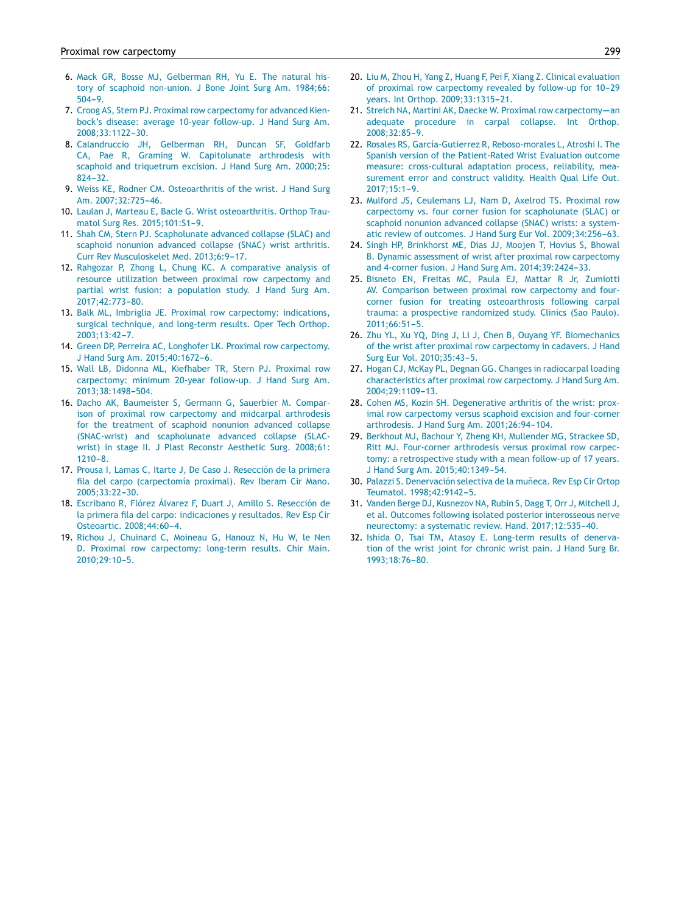6. Mack GR, Bosse MJ, Gelberman RH, Yu E. The natural history of scaphoid non-union. J Bone Joint Surg Am. 1984;66:504–9.
7. Croog AS, Stern PJ. Proximal row carpectomy for advanced Kienbock's disease: average 10-year follow-up. J Hand Surg Am. 2008;33:1122–30.
8. Calandruccio JH, Gelberman RH, Duncan SF, Goldfarb CA, Pae R, Graming W. Capitolunate arthrodesis with scaphoid and triquetrum excision. J Hand Surg Am. 2000;25:824–32.
9. Weiss KE, Rodner CM. Osteoarthritis of the wrist. J Hand Surg Am. 2007;32:725–46.
10. Laulan J, Marteau E, Bacle G. Wrist osteoarthritis. Orthop Traumatol Surg Res. 2015;101:S1–9.
11. Shah CM, Stern PJ. Scapholunate advanced collapse (SLAC) and scaphoid nonunion advanced collapse (SNAC) wrist arthritis. Curr Rev Musculoskelet Med. 2013;6:9–17.
12. Rahgozar P, Zhong L, Chung KC. A comparative analysis of resource utilization between proximal row carpectomy and partial wrist fusion: a population study. J Hand Surg Am. 2017;42:773–80.
13. Balk ML, Imbriglia JE. Proximal row carpectomy: indications, surgical technique, and long-term results. Oper Tech Orthop. 2003;13:42–7.
14. Green DP, Perreira AC, Longhofer LK. Proximal row carpectomy. J Hand Surg Am. 2015;40:1672–6.
15. Wall LB, Didonna ML, Kiefhaber TR, Stern PJ. Proximal row carpectomy: minimum 20-year follow-up. J Hand Surg Am. 2013;38:1498–504.
16. Dacho AK, Baumeister S, Germann G, Sauerbier M. Comparison of proximal row carpectomy and midcarpal arthrodesis for the treatment of scaphoid nonunion advanced collapse (SNAC-wrist) and scapholunate advanced collapse (SLAC-wrist) in stage II. J Plast Reconstr Aesthetic Surg. 2008;61:1210–8.
17. Prousa I, Lamas C, Itarte J, De Caso J. Resección de la primera fila del carpo (carpectomía proximal). Rev Iberam Cir Mano. 2005;33:22–30.
18. Escribano R, Flórez Álvarez F, Duart J, Amillo S. Resección de la primera fila del carpo: indicaciones y resultados. Rev Esp Cir Osteoartic. 2008;44:60–4.
19. Richou J, Chuinard C, Moineau G, Hanouz N, Hu W, le Nen D. Proximal row carpectomy: long-term results. Chir Main. 2010;29:10–5.
20. Liu M, Zhou H, Yang Z, Huang F, Pei F, Xiang Z. Clinical evaluation of proximal row carpectomy revealed by follow-up for 10–29 years. Int Orthop. 2009;33:1315–21.
21. Streich NA, Martini AK, Daecke W. Proximal row carpectomy—an adequate procedure in carpal collapse. Int Orthop. 2008;32:85–9.
22. Rosales RS, García-Gutierrez R, Reboso-morales L, Atroshi I. The Spanish version of the Patient-Rated Wrist Evaluation outcome measure: cross-cultural adaptation process, reliability, measurement error and construct validity. Health Qual Life Out. 2017;15:1–9.
23. Mulford JS, Ceulemans LJ, Nam D, Axelrod TS. Proximal row carpectomy vs. four corner fusion for scapholunate (SLAC) or scaphoid nonunion advanced collapse (SNAC) wrists: a systematic review of outcomes. J Hand Surg Eur Vol. 2009;34:256–63.
24. Singh HP, Brinkhorst ME, Dias JJ, Moojen T, Hovius S, Bhowal B. Dynamic assessment of wrist after proximal row carpectomy and 4-corner fusion. J Hand Surg Am. 2014;39:2424–33.
25. Bisneto EN, Freitas MC, Paula EJ, Mattar R Jr, Zumiotti AV. Comparison between proximal row carpectomy and four-corner fusion for treating osteoarthrosis following carpal trauma: a prospective randomized study. Clinics (Sao Paulo). 2011;66:51–5.
26. Zhu YL, Xu YQ, Ding J, Li J, Chen B, Ouyang YF. Biomechanics of the wrist after proximal row carpectomy in cadavers. J Hand Surg Eur Vol. 2010;35:43–5.
27. Hogan CJ, McKay PL, Degnan GG. Changes in radiocarpal loading characteristics after proximal row carpectomy. J Hand Surg Am. 2004;29:1109–13.
28. Cohen MS, Kozin SH. Degenerative arthritis of the wrist: proximal row carpectomy versus scaphoid excision and four-corner arthrodesis. J Hand Surg Am. 2001;26:94–104.
29. Berkhout MJ, Bachour Y, Zheng KH, Mullender MG, Strackee SD, Ritt MJ. Four-corner arthrodesis versus proximal row carpectomy: a retrospective study with a mean follow-up of 17 years. J Hand Surg Am. 2015;40:1349–54.
30. Palazzi S. Denervación selectiva de la muñeca. Rev Esp Cir Ortop Teumatol. 1998;42:9142–5.
31. Vanden Berge DJ, Kusnezov NA, Rubin S, Dagg T, Orr J, Mitchell J, et al. Outcomes following isolated posterior interosseous nerve neurectomy: a systematic review. Hand. 2017;12:535–40.
32. Ishida O, Tsai TM, Atasoy E. Long-term results of denervation of the wrist joint for chronic wrist pain. J Hand Surg Br. 1993;18:76–80.